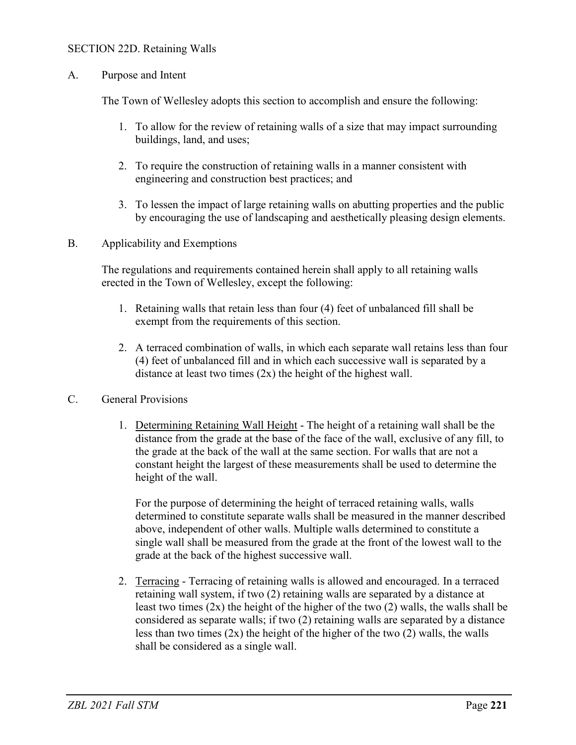# SECTION 22D. Retaining Walls

## A. Purpose and Intent

The Town of Wellesley adopts this section to accomplish and ensure the following:

1. To allow for the review of retaining walls of a size that may impact surrounding buildings, land, and uses;

2. To require the construction of retaining walls in a manner consistent with engineering and construction best practices; and

3. To lessen the impact of large retaining walls on abutting properties and the public by encouraging the use of landscaping and aesthetically pleasing design elements.

## B. Applicability and Exemptions

The regulations and requirements contained herein shall apply to all retaining walls erected in the Town of Wellesley, except the following:

1. Retaining walls that retain less than four (4) feet of unbalanced fill shall be exempt from the requirements of this section.

2. A terraced combination of walls, in which each separate wall retains less than four (4) feet of unbalanced fill and in which each successive wall is separated by a distance at least two times (2x) the height of the highest wall.

## C. General Provisions

1. Determining Retaining Wall Height - The height of a retaining wall shall be the distance from the grade at the base of the face of the wall, exclusive of any fill, to the grade at the back of the wall at the same section. For walls that are not a constant height the largest of these measurements shall be used to determine the height of the wall.

   For the purpose of determining the height of terraced retaining walls, walls determined to constitute separate walls shall be measured in the manner described above, independent of other walls. Multiple walls determined to constitute a single wall shall be measured from the grade at the front of the lowest wall to the grade at the back of the highest successive wall.

2. Terracing - Terracing of retaining walls is allowed and encouraged. In a terraced retaining wall system, if two (2) retaining walls are separated by a distance at least two times (2x) the height of the higher of the two (2) walls, the walls shall be considered as separate walls; if two (2) retaining walls are separated by a distance less than two times (2x) the height of the higher of the two (2) walls, the walls shall be considered as a single wall.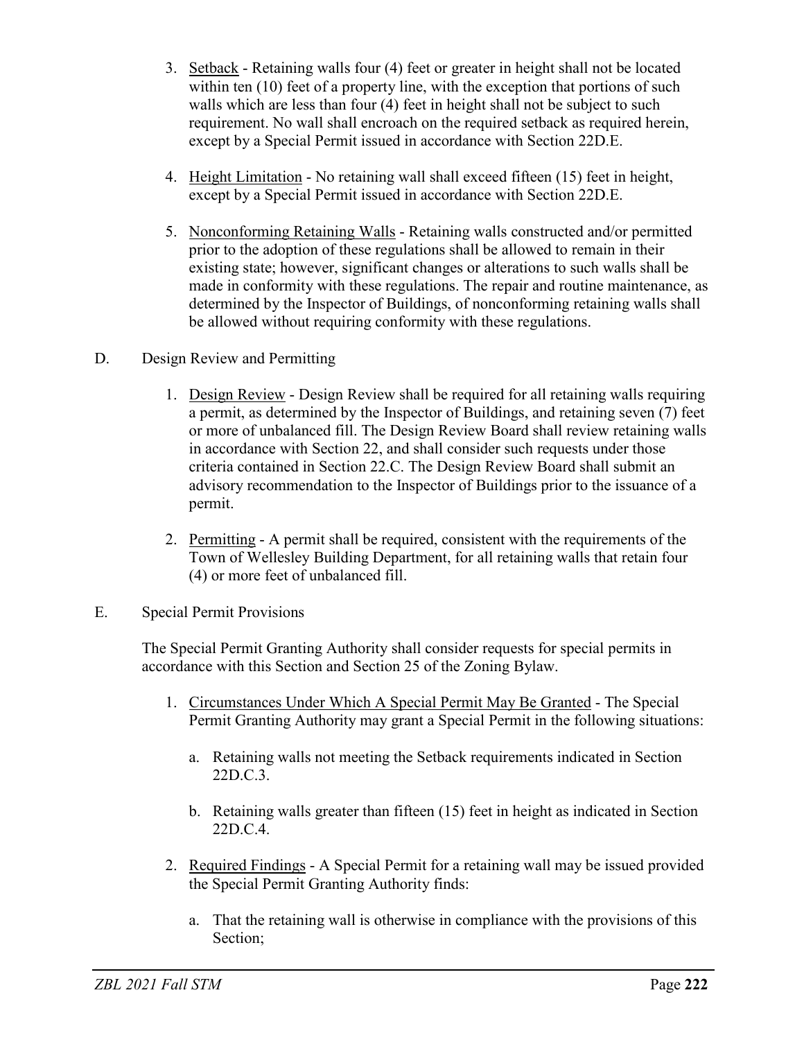3. Setback - Retaining walls four (4) feet or greater in height shall not be located within ten (10) feet of a property line, with the exception that portions of such walls which are less than four (4) feet in height shall not be subject to such requirement. No wall shall encroach on the required setback as required herein, except by a Special Permit issued in accordance with Section 22D.E.

4. Height Limitation - No retaining wall shall exceed fifteen (15) feet in height, except by a Special Permit issued in accordance with Section 22D.E.

5. Nonconforming Retaining Walls - Retaining walls constructed and/or permitted prior to the adoption of these regulations shall be allowed to remain in their existing state; however, significant changes or alterations to such walls shall be made in conformity with these regulations. The repair and routine maintenance, as determined by the Inspector of Buildings, of nonconforming retaining walls shall be allowed without requiring conformity with these regulations.

D. Design Review and Permitting

1. Design Review - Design Review shall be required for all retaining walls requiring a permit, as determined by the Inspector of Buildings, and retaining seven (7) feet or more of unbalanced fill. The Design Review Board shall review retaining walls in accordance with Section 22, and shall consider such requests under those criteria contained in Section 22.C. The Design Review Board shall submit an advisory recommendation to the Inspector of Buildings prior to the issuance of a permit.

2. Permitting - A permit shall be required, consistent with the requirements of the Town of Wellesley Building Department, for all retaining walls that retain four (4) or more feet of unbalanced fill.

E. Special Permit Provisions

The Special Permit Granting Authority shall consider requests for special permits in accordance with this Section and Section 25 of the Zoning Bylaw.

1. Circumstances Under Which A Special Permit May Be Granted - The Special Permit Granting Authority may grant a Special Permit in the following situations:

   a. Retaining walls not meeting the Setback requirements indicated in Section 22D.C.3.

   b. Retaining walls greater than fifteen (15) feet in height as indicated in Section 22D.C.4.

2. Required Findings - A Special Permit for a retaining wall may be issued provided the Special Permit Granting Authority finds:

   a. That the retaining wall is otherwise in compliance with the provisions of this Section;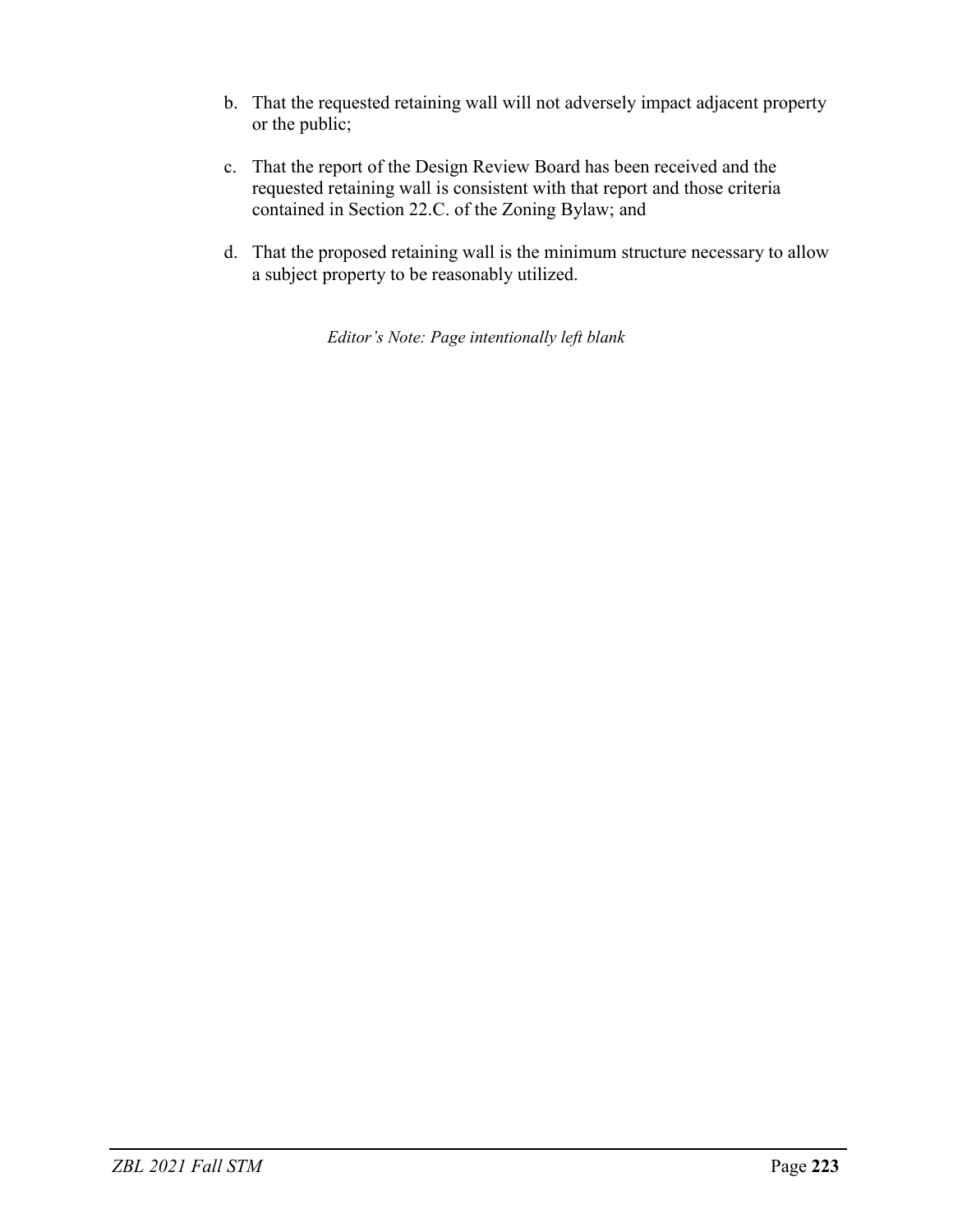b. That the requested retaining wall will not adversely impact adjacent property or the public;

c. That the report of the Design Review Board has been received and the requested retaining wall is consistent with that report and those criteria contained in Section 22.C. of the Zoning Bylaw; and

d. That the proposed retaining wall is the minimum structure necessary to allow a subject property to be reasonably utilized.

*Editor's Note: Page intentionally left blank*